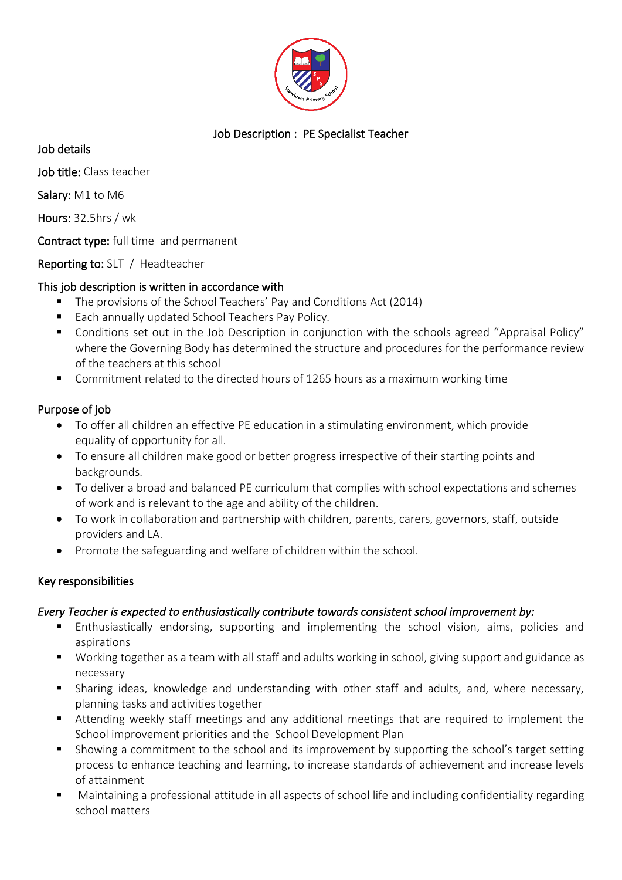# Job Description : PE Specialist Teacher

## Job details

**Job title:** Class teacher

**Salary:** M1 to M6

**Hours:** 32.5hrs / wk

**Contract type:** full time and permanent

**Reporting to:** SLT / Headteacher

### This job description is written in accordance with

- The provisions of the School Teachers' Pay and Conditions Act (2014)
- Each annually updated School Teachers Pay Policy.
- Conditions set out in the Job Description in conjunction with the schools agreed "Appraisal Policy" where the Governing Body has determined the structure and procedures for the performance review of the teachers at this school
- Commitment related to the directed hours of 1265 hours as a maximum working time

## Purpose of job

- To offer all children an effective PE education in a stimulating environment, which provide equality of opportunity for all.
- To ensure all children make good or better progress irrespective of their starting points and backgrounds.
- To deliver a broad and balanced PE curriculum that complies with school expectations and schemes of work and is relevant to the age and ability of the children.
- To work in collaboration and partnership with children, parents, carers, governors, staff, outside providers and LA.
- Promote the safeguarding and welfare of children within the school.

## Key responsibilities

*Every Teacher is expected to enthusiastically contribute towards consistent school improvement by:*

- Enthusiastically endorsing, supporting and implementing the school vision, aims, policies and aspirations
- Working together as a team with all staff and adults working in school, giving support and guidance as necessary
- Sharing ideas, knowledge and understanding with other staff and adults, and, where necessary, planning tasks and activities together
- Attending weekly staff meetings and any additional meetings that are required to implement the School improvement priorities and the School Development Plan
- Showing a commitment to the school and its improvement by supporting the school's target setting process to enhance teaching and learning, to increase standards of achievement and increase levels of attainment
- Maintaining a professional attitude in all aspects of school life and including confidentiality regarding school matters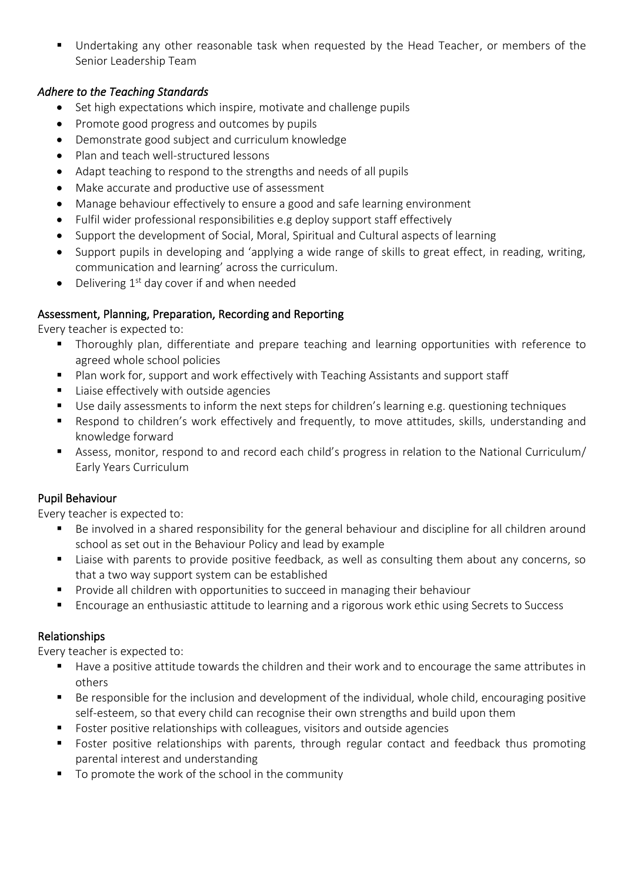- Undertaking any other reasonable task when requested by the Head Teacher, or members of the Senior Leadership Team

*Adhere to the Teaching Standards*

- Set high expectations which inspire, motivate and challenge pupils
- Promote good progress and outcomes by pupils
- Demonstrate good subject and curriculum knowledge
- Plan and teach well-structured lessons
- Adapt teaching to respond to the strengths and needs of all pupils
- Make accurate and productive use of assessment
- Manage behaviour effectively to ensure a good and safe learning environment
- Fulfil wider professional responsibilities e.g deploy support staff effectively
- Support the development of Social, Moral, Spiritual and Cultural aspects of learning
- Support pupils in developing and 'applying a wide range of skills to great effect, in reading, writing, communication and learning' across the curriculum.
- Delivering 1st day cover if and when needed

Assessment, Planning, Preparation, Recording and Reporting

Every teacher is expected to:

- Thoroughly plan, differentiate and prepare teaching and learning opportunities with reference to agreed whole school policies
- Plan work for, support and work effectively with Teaching Assistants and support staff
- Liaise effectively with outside agencies
- Use daily assessments to inform the next steps for children's learning e.g. questioning techniques
- Respond to children's work effectively and frequently, to move attitudes, skills, understanding and knowledge forward
- Assess, monitor, respond to and record each child's progress in relation to the National Curriculum/ Early Years Curriculum

Pupil Behaviour

Every teacher is expected to:

- Be involved in a shared responsibility for the general behaviour and discipline for all children around school as set out in the Behaviour Policy and lead by example
- Liaise with parents to provide positive feedback, as well as consulting them about any concerns, so that a two way support system can be established
- Provide all children with opportunities to succeed in managing their behaviour
- Encourage an enthusiastic attitude to learning and a rigorous work ethic using Secrets to Success

Relationships

Every teacher is expected to:

- Have a positive attitude towards the children and their work and to encourage the same attributes in others
- Be responsible for the inclusion and development of the individual, whole child, encouraging positive self-esteem, so that every child can recognise their own strengths and build upon them
- Foster positive relationships with colleagues, visitors and outside agencies
- Foster positive relationships with parents, through regular contact and feedback thus promoting parental interest and understanding
- To promote the work of the school in the community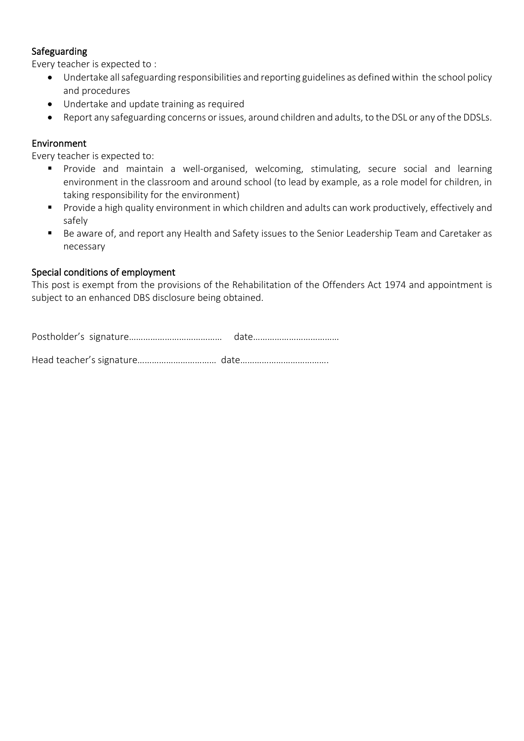### Safeguarding

Every teacher is expected to :

- Undertake all safeguarding responsibilities and reporting guidelines as defined within the school policy and procedures
- Undertake and update training as required
- Report any safeguarding concerns or issues, around children and adults, to the DSL or any of the DDSLs.

### Environment

Every teacher is expected to:

- Provide and maintain a well-organised, welcoming, stimulating, secure social and learning environment in the classroom and around school (to lead by example, as a role model for children, in taking responsibility for the environment)
- Provide a high quality environment in which children and adults can work productively, effectively and safely
- Be aware of, and report any Health and Safety issues to the Senior Leadership Team and Caretaker as necessary

### Special conditions of employment

This post is exempt from the provisions of the Rehabilitation of the Offenders Act 1974 and appointment is subject to an enhanced DBS disclosure being obtained.

Postholder's signature…………………………………  date………………………………

Head teacher's signature…………………………… date……………………………….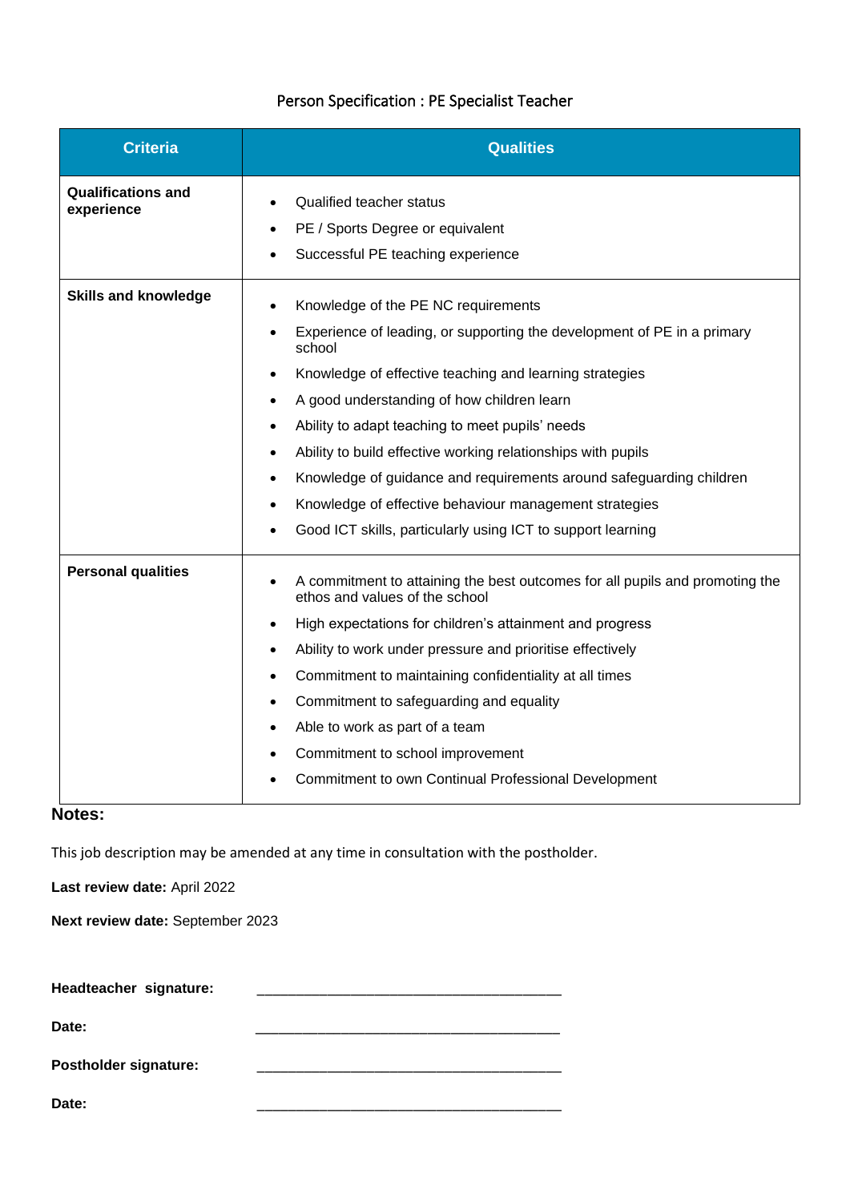# Person Specification : PE Specialist Teacher

| Criteria | Qualities |
|---|---|
| **Qualifications and experience** | • Qualified teacher status<br>• PE / Sports Degree or equivalent<br>• Successful PE teaching experience |
| **Skills and knowledge** | • Knowledge of the PE NC requirements<br>• Experience of leading, or supporting the development of PE in a primary school<br>• Knowledge of effective teaching and learning strategies<br>• A good understanding of how children learn<br>• Ability to adapt teaching to meet pupils' needs<br>• Ability to build effective working relationships with pupils<br>• Knowledge of guidance and requirements around safeguarding children<br>• Knowledge of effective behaviour management strategies<br>• Good ICT skills, particularly using ICT to support learning |
| **Personal qualities** | • A commitment to attaining the best outcomes for all pupils and promoting the ethos and values of the school<br>• High expectations for children's attainment and progress<br>• Ability to work under pressure and prioritise effectively<br>• Commitment to maintaining confidentiality at all times<br>• Commitment to safeguarding and equality<br>• Able to work as part of a team<br>• Commitment to school improvement<br>• Commitment to own Continual Professional Development |

## Notes:

This job description may be amended at any time in consultation with the postholder.

**Last review date:** April 2022

**Next review date:** September 2023

**Headteacher signature:** ______________________________________

**Date:** ______________________________________

**Postholder signature:** ______________________________________

**Date:** ______________________________________